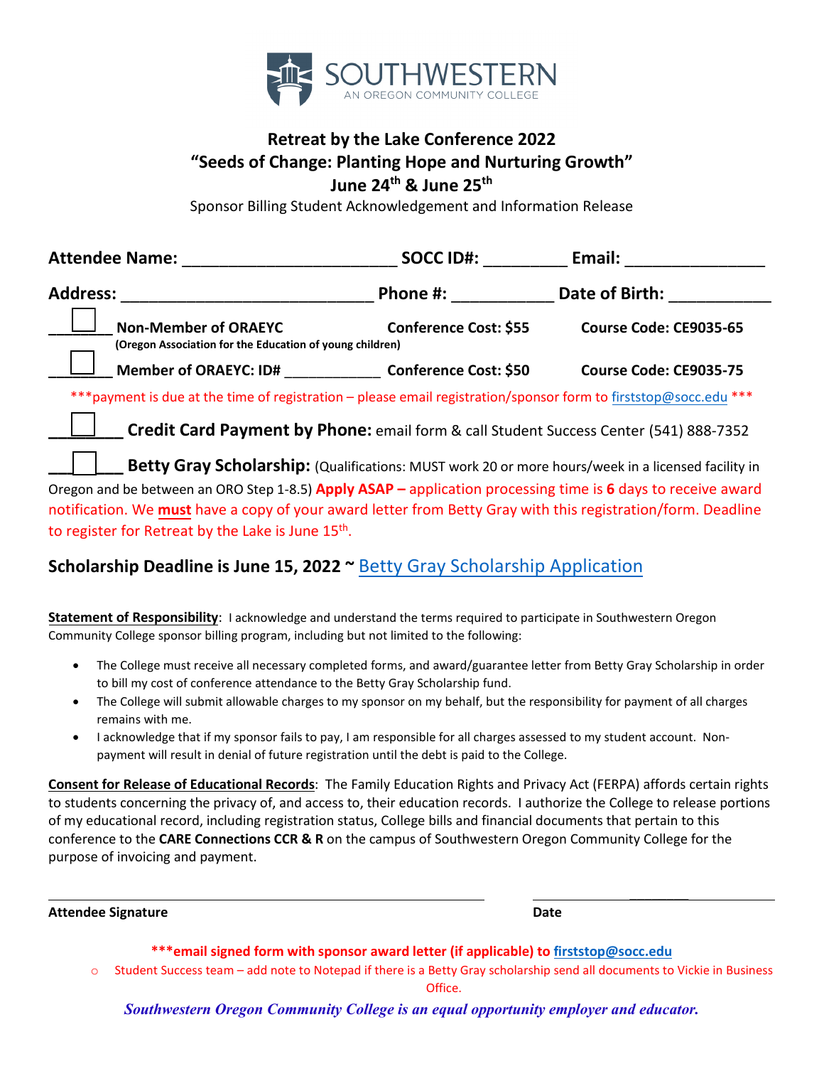SOUTHWESTERN
AN OREGON COMMUNITY COLLEGE

# Retreat by the Lake Conference 2022
## "Seeds of Change: Planting Hope and Nurturing Growth"
## June 24th & June 25th

Sponsor Billing Student Acknowledgement and Information Release

**Attendee Name:** _______________________ **SOCC ID#:** _________ **Email:** _______________

**Address:** ___________________________ **Phone #:** ___________ **Date of Birth:** ___________

☐ **Non-Member of ORAEYC** **(Oregon Association for the Education of young children)** — **Conference Cost: $55** — **Course Code: CE9035-65**

☐ **Member of ORAEYC: ID#** ___________ — **Conference Cost: $50** — **Course Code: CE9035-75**

***payment is due at the time of registration – please email registration/sponsor form to firststop@socc.edu ***

☐ **Credit Card Payment by Phone:** email form & call Student Success Center (541) 888-7352

☐ **Betty Gray Scholarship:** (Qualifications: MUST work 20 or more hours/week in a licensed facility in Oregon and be between an ORO Step 1-8.5) **Apply ASAP –** application processing time is **6** days to receive award notification. We **must** have a copy of your award letter from Betty Gray with this registration/form. Deadline to register for Retreat by the Lake is June 15th.

**Scholarship Deadline is June 15, 2022 ~** Betty Gray Scholarship Application

**Statement of Responsibility**: I acknowledge and understand the terms required to participate in Southwestern Oregon Community College sponsor billing program, including but not limited to the following:

- The College must receive all necessary completed forms, and award/guarantee letter from Betty Gray Scholarship in order to bill my cost of conference attendance to the Betty Gray Scholarship fund.
- The College will submit allowable charges to my sponsor on my behalf, but the responsibility for payment of all charges remains with me.
- I acknowledge that if my sponsor fails to pay, I am responsible for all charges assessed to my student account. Non-payment will result in denial of future registration until the debt is paid to the College.

**Consent for Release of Educational Records**: The Family Education Rights and Privacy Act (FERPA) affords certain rights to students concerning the privacy of, and access to, their education records. I authorize the College to release portions of my educational record, including registration status, College bills and financial documents that pertain to this conference to the **CARE Connections CCR & R** on the campus of Southwestern Oregon Community College for the purpose of invoicing and payment.

_______________________________________ _______________________

**Attendee Signature** **Date**

**\*\*\*email signed form with sponsor award letter (if applicable) to firststop@socc.edu**

- Student Success team – add note to Notepad if there is a Betty Gray scholarship send all documents to Vickie in Business Office.

***Southwestern Oregon Community College is an equal opportunity employer and educator.***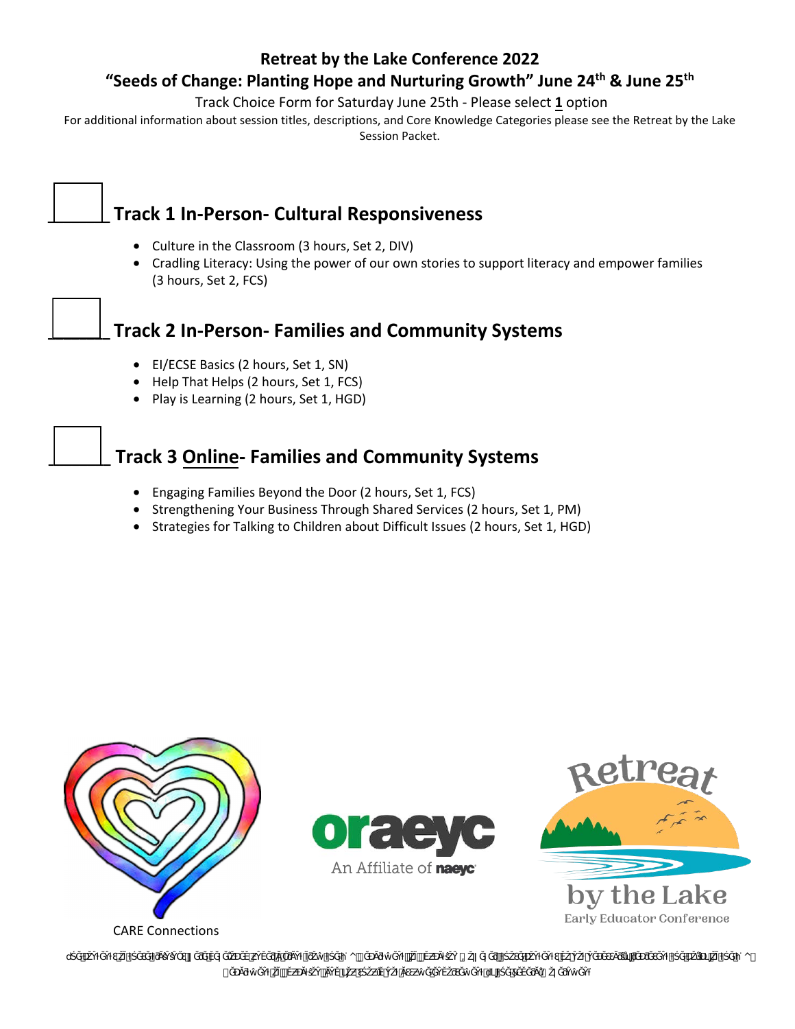# Retreat by the Lake Conference 2022

## "Seeds of Change: Planting Hope and Nurturing Growth" June 24th & June 25th

Track Choice Form for Saturday June 25th - Please select **1** option

For additional information about session titles, descriptions, and Core Knowledge Categories please see the Retreat by the Lake Session Packet.

☐ **Track 1 In-Person- Cultural Responsiveness**

- Culture in the Classroom (3 hours, Set 2, DIV)
- Cradling Literacy: Using the power of our own stories to support literacy and empower families (3 hours, Set 2, FCS)

☐ **Track 2 In-Person- Families and Community Systems**

- EI/ECSE Basics (2 hours, Set 1, SN)
- Help That Helps (2 hours, Set 1, FCS)
- Play is Learning (2 hours, Set 1, HGD)

☐ **Track 3 Online- Families and Community Systems**

- Engaging Families Beyond the Door (2 hours, Set 1, FCS)
- Strengthening Your Business Through Shared Services (2 hours, Set 1, PM)
- Strategies for Talking to Children about Difficult Issues (2 hours, Set 1, HGD)

CARE Connections

oraeyc An Affiliate of naeyc

Retreat by the Lake Early Educator Conference